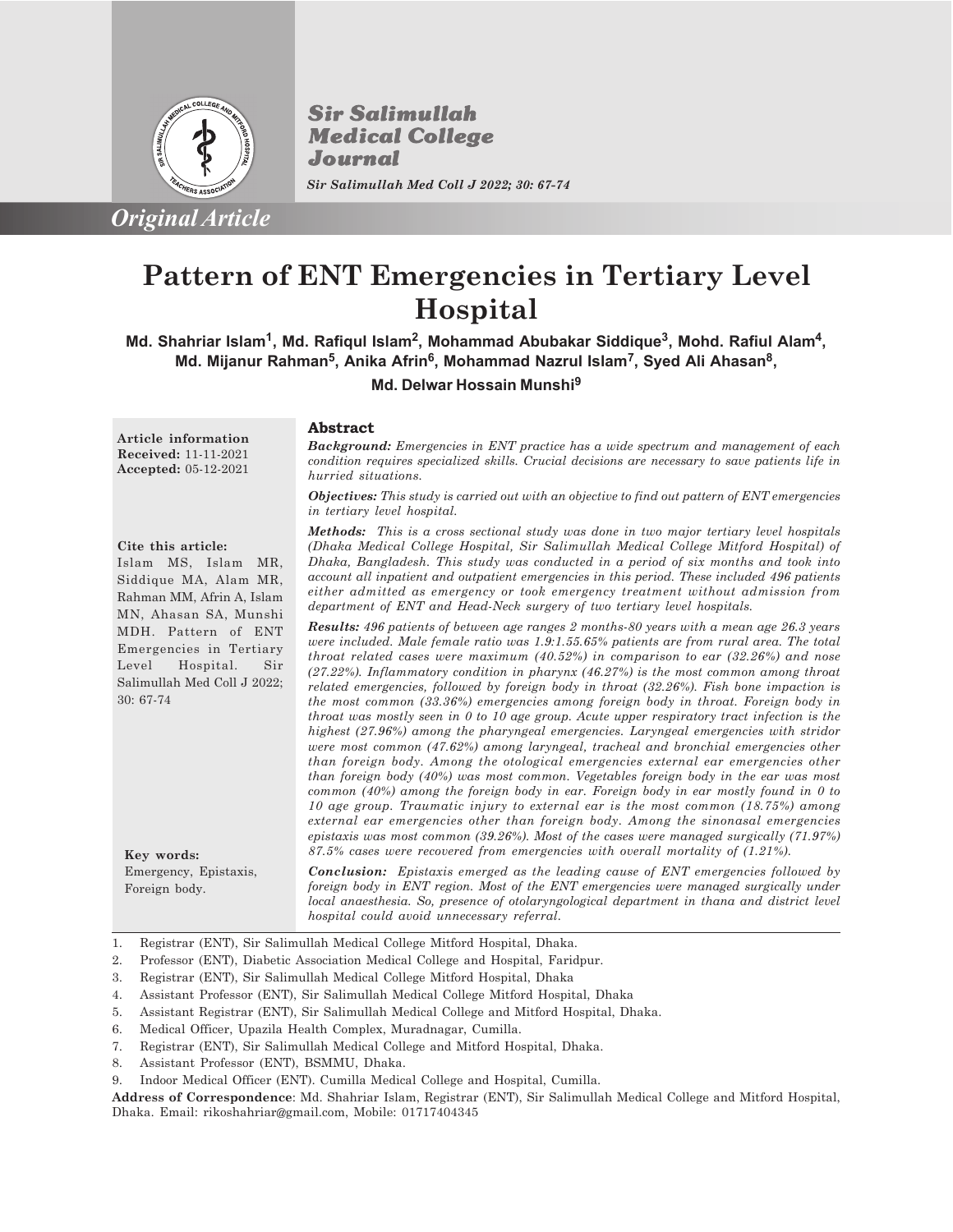*Original Article*

# Pattern of ENT Emergencies in Tertiary Level Hospital

**Md. Shahriar Islam[1], Md. Rafiqul Islam[2], Mohammad Abubakar Siddique[3], Mohd. Rafiul Alam[4], Md. Mijanur Rahman[5], Anika Afrin[6], Mohammad Nazrul Islam[7], Syed Ali Ahasan[8], Md. Delwar Hossain Munshi[9]**

**Article information**
**Received:** 11-11-2021
**Accepted:** 05-12-2021

**Cite this article:**
Islam MS, Islam MR, Siddique MA, Alam MR, Rahman MM, Afrin A, Islam MN, Ahasan SA, Munshi MDH. Pattern of ENT Emergencies in Tertiary Level Hospital. Sir Salimullah Med Coll J 2022; 30: 67-74

**Key words:**
Emergency, Epistaxis, Foreign body.

## Abstract

***Background:*** *Emergencies in ENT practice has a wide spectrum and management of each condition requires specialized skills. Crucial decisions are necessary to save patients life in hurried situations.*

***Objectives:*** *This study is carried out with an objective to find out pattern of ENT emergencies in tertiary level hospital.*

***Methods:*** *This is a cross sectional study was done in two major tertiary level hospitals (Dhaka Medical College Hospital, Sir Salimullah Medical College Mitford Hospital) of Dhaka, Bangladesh. This study was conducted in a period of six months and took into account all inpatient and outpatient emergencies in this period. These included* ***496*** *patients either admitted as emergency or took emergency treatment without admission from department of ENT and Head-Neck surgery of two tertiary level hospitals.*

***Results:*** *496 patients of between age ranges 2 months-80 years with a mean age 26.3 years were included. Male female ratio was 1.9:1.55.65% patients are from rural area. The total throat related cases were maximum (40.52%) in comparison to ear (32.26%) and nose (27.22%). Inflammatory condition in pharynx (46.27%) is the most common among throat related emergencies, followed by foreign body in throat (32.26%). Fish bone impaction is the most common (33.36%) emergencies among foreign body in throat. Foreign body in throat was mostly seen in 0 to 10 age group. Acute upper respiratory tract infection is the highest (27.96%) among the pharyngeal emergencies. Laryngeal emergencies with stridor were most common (47.62%) among laryngeal, tracheal and bronchial emergencies other than foreign body. Among the otological emergencies external ear emergencies other than foreign body (40%) was most common. Vegetables foreign body in the ear was most common (40%) among the foreign body in ear. Foreign body in ear mostly found in 0 to 10 age group. Traumatic injury to external ear is the most common (18.75%) among external ear emergencies other than foreign body. Among the sinonasal emergencies epistaxis was most common (39.26%). Most of the cases were managed surgically (71.97%) 87.5% cases were recovered from emergencies with overall mortality of (1.21%).*

***Conclusion:*** *Epistaxis emerged as the leading cause of ENT emergencies followed by foreign body in ENT region. Most of the ENT emergencies were managed surgically under local anaesthesia. So, presence of otolaryngological department in thana and district level hospital could avoid unnecessary referral.*

---

1. Registrar (ENT), Sir Salimullah Medical College Mitford Hospital, Dhaka.
2. Professor (ENT), Diabetic Association Medical College and Hospital, Faridpur.
3. Registrar (ENT), Sir Salimullah Medical College Mitford Hospital, Dhaka
4. Assistant Professor (ENT), Sir Salimullah Medical College Mitford Hospital, Dhaka
5. Assistant Registrar (ENT), Sir Salimullah Medical College and Mitford Hospital, Dhaka.
6. Medical Officer, Upazila Health Complex, Muradnagar, Cumilla.
7. Registrar (ENT), Sir Salimullah Medical College and Mitford Hospital, Dhaka.
8. Assistant Professor (ENT), BSMMU, Dhaka.
9. Indoor Medical Officer (ENT). Cumilla Medical College and Hospital, Cumilla.

**Address of Correspondence**: Md. Shahriar Islam, Registrar (ENT), Sir Salimullah Medical College and Mitford Hospital, Dhaka. Email: rikoshahriar@gmail.com, Mobile: 01717404345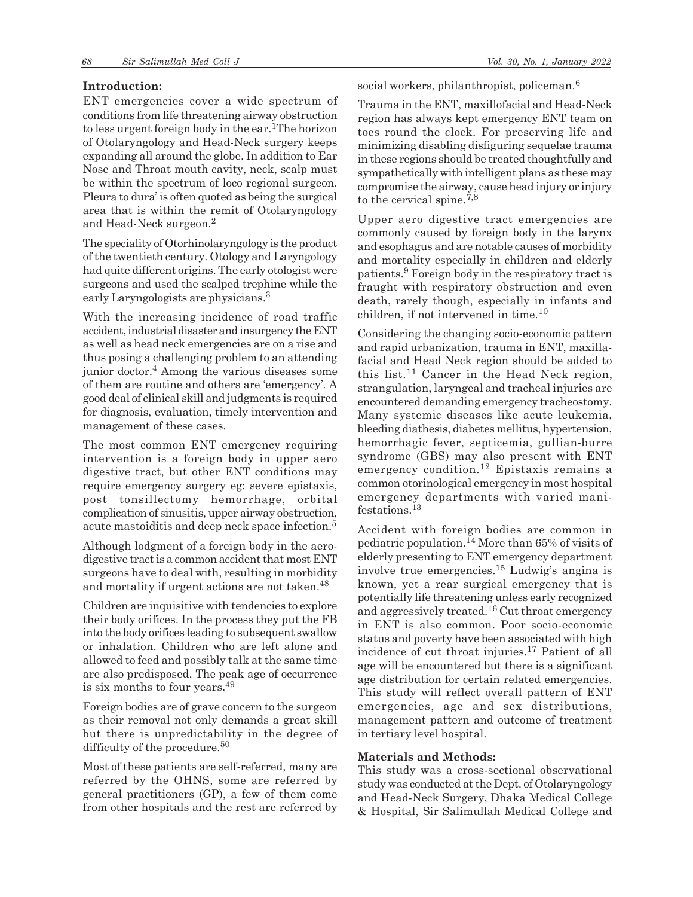## Introduction:

ENT emergencies cover a wide spectrum of conditions from life threatening airway obstruction to less urgent foreign body in the ear.[1] The horizon of Otolaryngology and Head-Neck surgery keeps expanding all around the globe. In addition to Ear Nose and Throat mouth cavity, neck, scalp must be within the spectrum of loco regional surgeon. Pleura to dura' is often quoted as being the surgical area that is within the remit of Otolaryngology and Head-Neck surgeon.[2]

The speciality of Otorhinolaryngology is the product of the twentieth century. Otology and Laryngology had quite different origins. The early otologist were surgeons and used the scalped trephine while the early Laryngologists are physicians.[3]

With the increasing incidence of road traffic accident, industrial disaster and insurgency the ENT as well as head neck emergencies are on a rise and thus posing a challenging problem to an attending junior doctor.[4] Among the various diseases some of them are routine and others are 'emergency'. A good deal of clinical skill and judgments is required for diagnosis, evaluation, timely intervention and management of these cases.

The most common ENT emergency requiring intervention is a foreign body in upper aero digestive tract, but other ENT conditions may require emergency surgery eg: severe epistaxis, post tonsillectomy hemorrhage, orbital complication of sinusitis, upper airway obstruction, acute mastoiditis and deep neck space infection.[5]

Although lodgment of a foreign body in the aero-digestive tract is a common accident that most ENT surgeons have to deal with, resulting in morbidity and mortality if urgent actions are not taken.[48]

Children are inquisitive with tendencies to explore their body orifices. In the process they put the FB into the body orifices leading to subsequent swallow or inhalation. Children who are left alone and allowed to feed and possibly talk at the same time are also predisposed. The peak age of occurrence is six months to four years.[49]

Foreign bodies are of grave concern to the surgeon as their removal not only demands a great skill but there is unpredictability in the degree of difficulty of the procedure.[50]

Most of these patients are self-referred, many are referred by the OHNS, some are referred by general practitioners (GP), a few of them come from other hospitals and the rest are referred by social workers, philanthropist, policeman.[6]

Trauma in the ENT, maxillofacial and Head-Neck region has always kept emergency ENT team on toes round the clock. For preserving life and minimizing disabling disfiguring sequelae trauma in these regions should be treated thoughtfully and sympathetically with intelligent plans as these may compromise the airway, cause head injury or injury to the cervical spine.[7,8]

Upper aero digestive tract emergencies are commonly caused by foreign body in the larynx and esophagus and are notable causes of morbidity and mortality especially in children and elderly patients.[9] Foreign body in the respiratory tract is fraught with respiratory obstruction and even death, rarely though, especially in infants and children, if not intervened in time.[10]

Considering the changing socio-economic pattern and rapid urbanization, trauma in ENT, maxilla-facial and Head Neck region should be added to this list.[11] Cancer in the Head Neck region, strangulation, laryngeal and tracheal injuries are encountered demanding emergency tracheostomy. Many systemic diseases like acute leukemia, bleeding diathesis, diabetes mellitus, hypertension, hemorrhagic fever, septicemia, gullian-burre syndrome (GBS) may also present with ENT emergency condition.[12] Epistaxis remains a common otorinological emergency in most hospital emergency departments with varied manifestations.[13]

Accident with foreign bodies are common in pediatric population.[14] More than 65% of visits of elderly presenting to ENT emergency department involve true emergencies.[15] Ludwig's angina is known, yet a rear surgical emergency that is potentially life threatening unless early recognized and aggressively treated.[16] Cut throat emergency in ENT is also common. Poor socio-economic status and poverty have been associated with high incidence of cut throat injuries.[17] Patient of all age will be encountered but there is a significant age distribution for certain related emergencies. This study will reflect overall pattern of ENT emergencies, age and sex distributions, management pattern and outcome of treatment in tertiary level hospital.

## Materials and Methods:

This study was a cross-sectional observational study was conducted at the Dept. of Otolaryngology and Head-Neck Surgery, Dhaka Medical College & Hospital, Sir Salimullah Medical College and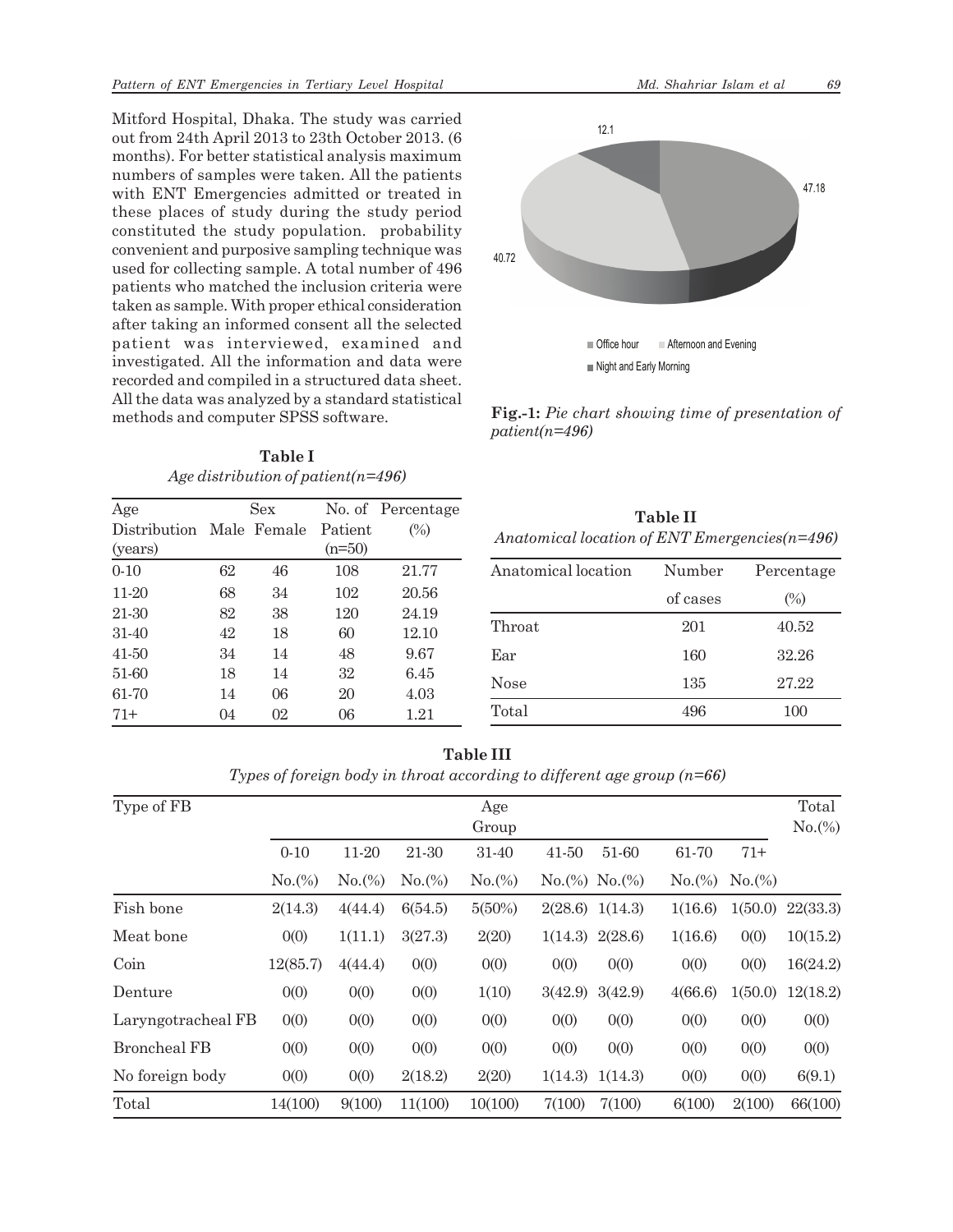Mitford Hospital, Dhaka. The study was carried out from 24th April 2013 to 23th October 2013. (6 months). For better statistical analysis maximum numbers of samples were taken. All the patients with ENT Emergencies admitted or treated in these places of study during the study period constituted the study population. probability convenient and purposive sampling technique was used for collecting sample. A total number of 496 patients who matched the inclusion criteria were taken as sample. With proper ethical consideration after taking an informed consent all the selected patient was interviewed, examined and investigated. All the information and data were recorded and compiled in a structured data sheet. All the data was analyzed by a standard statistical methods and computer SPSS software.

12.1

47.18

40.72

Office hour Afternoon and Evening

Night and Early Morning

**Fig.-1:** *Pie chart showing time of presentation of patient(n=496)*

**Table I**

*Age distribution of patient(n=496)*

| Age Distribution (years) | Sex | | No. of Patient (n=50) | Percentage (%) |
|---|---|---|---|---|
| | Male | Female | | |
| 0-10 | 62 | 46 | 108 | 21.77 |
| 11-20 | 68 | 34 | 102 | 20.56 |
| 21-30 | 82 | 38 | 120 | 24.19 |
| 31-40 | 42 | 18 | 60 | 12.10 |
| 41-50 | 34 | 14 | 48 | 9.67 |
| 51-60 | 18 | 14 | 32 | 6.45 |
| 61-70 | 14 | 06 | 20 | 4.03 |
| 71+ | 04 | 02 | 06 | 1.21 |

**Table II**

*Anatomical location of ENT Emergencies(n=496)*

| Anatomical location | Number of cases | Percentage (%) |
|---|---|---|
| Throat | 201 | 40.52 |
| Ear | 160 | 32.26 |
| Nose | 135 | 27.22 |
| Total | 496 | 100 |

**Table III**

*Types of foreign body in throat according to different age group (n=66)*

| Type of FB | Age Group | | | | | | | | Total No.(%) |
|---|---|---|---|---|---|---|---|---|---|
| | 0-10 | 11-20 | 21-30 | 31-40 | 41-50 | 51-60 | 61-70 | 71+ | |
| | No.(%) | No.(%) | No.(%) | No.(%) | No.(%) | No.(%) | No.(%) | No.(%) | |
| Fish bone | 2(14.3) | 4(44.4) | 6(54.5) | 5(50%) | 2(28.6) | 1(14.3) | 1(16.6) | 1(50.0) | 22(33.3) |
| Meat bone | 0(0) | 1(11.1) | 3(27.3) | 2(20) | 1(14.3) | 2(28.6) | 1(16.6) | 0(0) | 10(15.2) |
| Coin | 12(85.7) | 4(44.4) | 0(0) | 0(0) | 0(0) | 0(0) | 0(0) | 0(0) | 16(24.2) |
| Denture | 0(0) | 0(0) | 0(0) | 1(10) | 3(42.9) | 3(42.9) | 4(66.6) | 1(50.0) | 12(18.2) |
| Laryngotracheal FB | 0(0) | 0(0) | 0(0) | 0(0) | 0(0) | 0(0) | 0(0) | 0(0) | 0(0) |
| Broncheal FB | 0(0) | 0(0) | 0(0) | 0(0) | 0(0) | 0(0) | 0(0) | 0(0) | 0(0) |
| No foreign body | 0(0) | 0(0) | 2(18.2) | 2(20) | 1(14.3) | 1(14.3) | 0(0) | 0(0) | 6(9.1) |
| Total | 14(100) | 9(100) | 11(100) | 10(100) | 7(100) | 7(100) | 6(100) | 2(100) | 66(100) |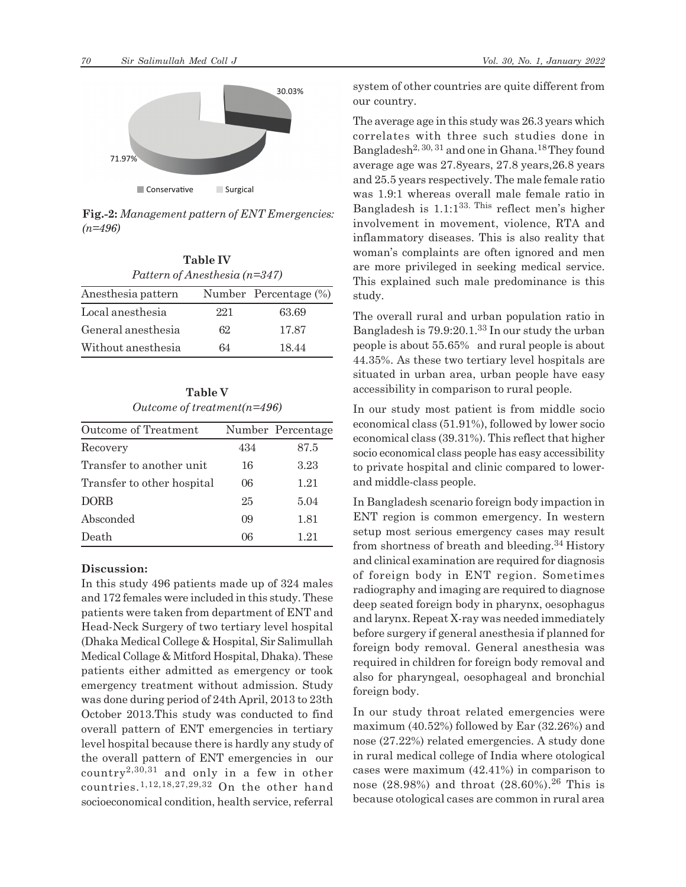30.03%

71.97%

Conservative Surgical

**Fig.-2:** *Management pattern of ENT Emergencies: (n=496)*

**Table IV**

*Pattern of Anesthesia (n=347)*

| Anesthesia pattern | Number | Percentage (%) |
|---|---|---|
| Local anesthesia | 221 | 63.69 |
| General anesthesia | 62 | 17.87 |
| Without anesthesia | 64 | 18.44 |

**Table V**

*Outcome of treatment(n=496)*

| Outcome of Treatment | Number | Percentage |
|---|---|---|
| Recovery | 434 | 87.5 |
| Transfer to another unit | 16 | 3.23 |
| Transfer to other hospital | 06 | 1.21 |
| DORB | 25 | 5.04 |
| Absconded | 09 | 1.81 |
| Death | 06 | 1.21 |

## Discussion:

In this study 496 patients made up of 324 males and 172 females were included in this study. These patients were taken from department of ENT and Head-Neck Surgery of two tertiary level hospital (Dhaka Medical College & Hospital, Sir Salimullah Medical Collage & Mitford Hospital, Dhaka). These patients either admitted as emergency or took emergency treatment without admission. Study was done during period of 24th April, 2013 to 23th October 2013.This study was conducted to find overall pattern of ENT emergencies in tertiary level hospital because there is hardly any study of the overall pattern of ENT emergencies in our country[2,30,31] and only in a few in other countries.[1,12,18,27,29,32] On the other hand socioeconomical condition, health service, referral system of other countries are quite different from our country.

The average age in this study was 26.3 years which correlates with three such studies done in Bangladesh[2, 30, 31] and one in Ghana.[18] They found average age was 27.8years, 27.8 years,26.8 years and 25.5 years respectively. The male female ratio was 1.9:1 whereas overall male female ratio in Bangladesh is 1.1:1[33.] This reflect men's higher involvement in movement, violence, RTA and inflammatory diseases. This is also reality that woman's complaints are often ignored and men are more privileged in seeking medical service. This explained such male predominance is this study.

The overall rural and urban population ratio in Bangladesh is 79.9:20.1.[33] In our study the urban people is about 55.65% and rural people is about 44.35%. As these two tertiary level hospitals are situated in urban area, urban people have easy accessibility in comparison to rural people.

In our study most patient is from middle socio economical class (51.91%), followed by lower socio economical class (39.31%). This reflect that higher socio economical class people has easy accessibility to private hospital and clinic compared to lower- and middle-class people.

In Bangladesh scenario foreign body impaction in ENT region is common emergency. In western setup most serious emergency cases may result from shortness of breath and bleeding.[34] History and clinical examination are required for diagnosis of foreign body in ENT region. Sometimes radiography and imaging are required to diagnose deep seated foreign body in pharynx, oesophagus and larynx. Repeat X-ray was needed immediately before surgery if general anesthesia if planned for foreign body removal. General anesthesia was required in children for foreign body removal and also for pharyngeal, oesophageal and bronchial foreign body.

In our study throat related emergencies were maximum (40.52%) followed by Ear (32.26%) and nose (27.22%) related emergencies. A study done in rural medical college of India where otological cases were maximum (42.41%) in comparison to nose (28.98%) and throat (28.60%).[26] This is because otological cases are common in rural area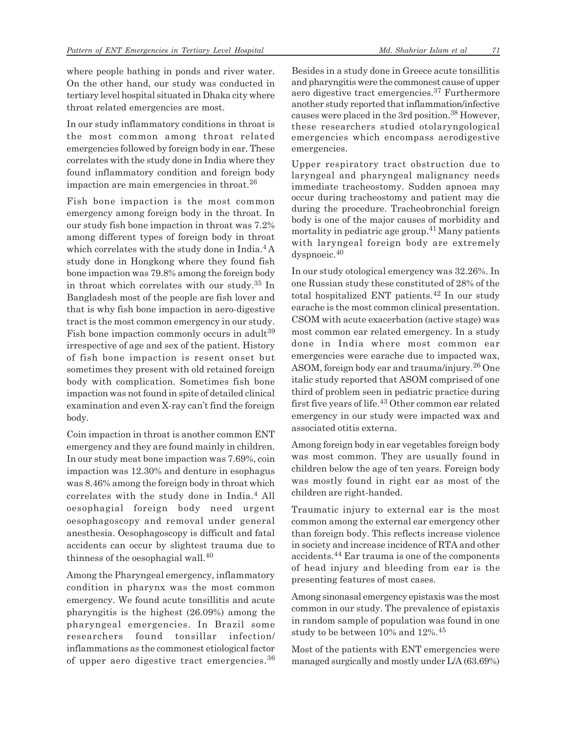where people bathing in ponds and river water. On the other hand, our study was conducted in tertiary level hospital situated in Dhaka city where throat related emergencies are most.

In our study inflammatory conditions in throat is the most common among throat related emergencies followed by foreign body in ear. These correlates with the study done in India where they found inflammatory condition and foreign body impaction are main emergencies in throat.[26]

Fish bone impaction is the most common emergency among foreign body in the throat. In our study fish bone impaction in throat was 7.2% among different types of foreign body in throat which correlates with the study done in India.[4] A study done in Hongkong where they found fish bone impaction was 79.8% among the foreign body in throat which correlates with our study.[35] In Bangladesh most of the people are fish lover and that is why fish bone impaction in aero-digestive tract is the most common emergency in our study. Fish bone impaction commonly occurs in adult[39] irrespective of age and sex of the patient. History of fish bone impaction is resent onset but sometimes they present with old retained foreign body with complication. Sometimes fish bone impaction was not found in spite of detailed clinical examination and even X-ray can't find the foreign body.

Coin impaction in throat is another common ENT emergency and they are found mainly in children. In our study meat bone impaction was 7.69%, coin impaction was 12.30% and denture in esophagus was 8.46% among the foreign body in throat which correlates with the study done in India.[4] All oesophagial foreign body need urgent oesophagoscopy and removal under general anesthesia. Oesophagoscopy is difficult and fatal accidents can occur by slightest trauma due to thinness of the oesophagial wall.[40]

Among the Pharyngeal emergency, inflammatory condition in pharynx was the most common emergency. We found acute tonsillitis and acute pharyngitis is the highest (26.09%) among the pharyngeal emergencies. In Brazil some researchers found tonsillar infection/ inflammations as the commonest etiological factor of upper aero digestive tract emergencies.[36] Besides in a study done in Greece acute tonsillitis and pharyngitis were the commonest cause of upper aero digestive tract emergencies.[37] Furthermore another study reported that inflammation/infective causes were placed in the 3rd position.[38] However, these researchers studied otolaryngological emergencies which encompass aerodigestive emergencies.

Upper respiratory tract obstruction due to laryngeal and pharyngeal malignancy needs immediate tracheostomy. Sudden apnoea may occur during tracheostomy and patient may die during the procedure. Tracheobronchial foreign body is one of the major causes of morbidity and mortality in pediatric age group.[41] Many patients with laryngeal foreign body are extremely dyspnoeic.[40]

In our study otological emergency was 32.26%. In one Russian study these constituted of 28% of the total hospitalized ENT patients.[42] In our study earache is the most common clinical presentation. CSOM with acute exacerbation (active stage) was most common ear related emergency. In a study done in India where most common ear emergencies were earache due to impacted wax, ASOM, foreign body ear and trauma/injury.[26] One italic study reported that ASOM comprised of one third of problem seen in pediatric practice during first five years of life.[43] Other common ear related emergency in our study were impacted wax and associated otitis externa.

Among foreign body in ear vegetables foreign body was most common. They are usually found in children below the age of ten years. Foreign body was mostly found in right ear as most of the children are right-handed.

Traumatic injury to external ear is the most common among the external ear emergency other than foreign body. This reflects increase violence in society and increase incidence of RTA and other accidents.[44] Ear trauma is one of the components of head injury and bleeding from ear is the presenting features of most cases.

Among sinonasal emergency epistaxis was the most common in our study. The prevalence of epistaxis in random sample of population was found in one study to be between 10% and 12%.[45]

Most of the patients with ENT emergencies were managed surgically and mostly under L/A (63.69%)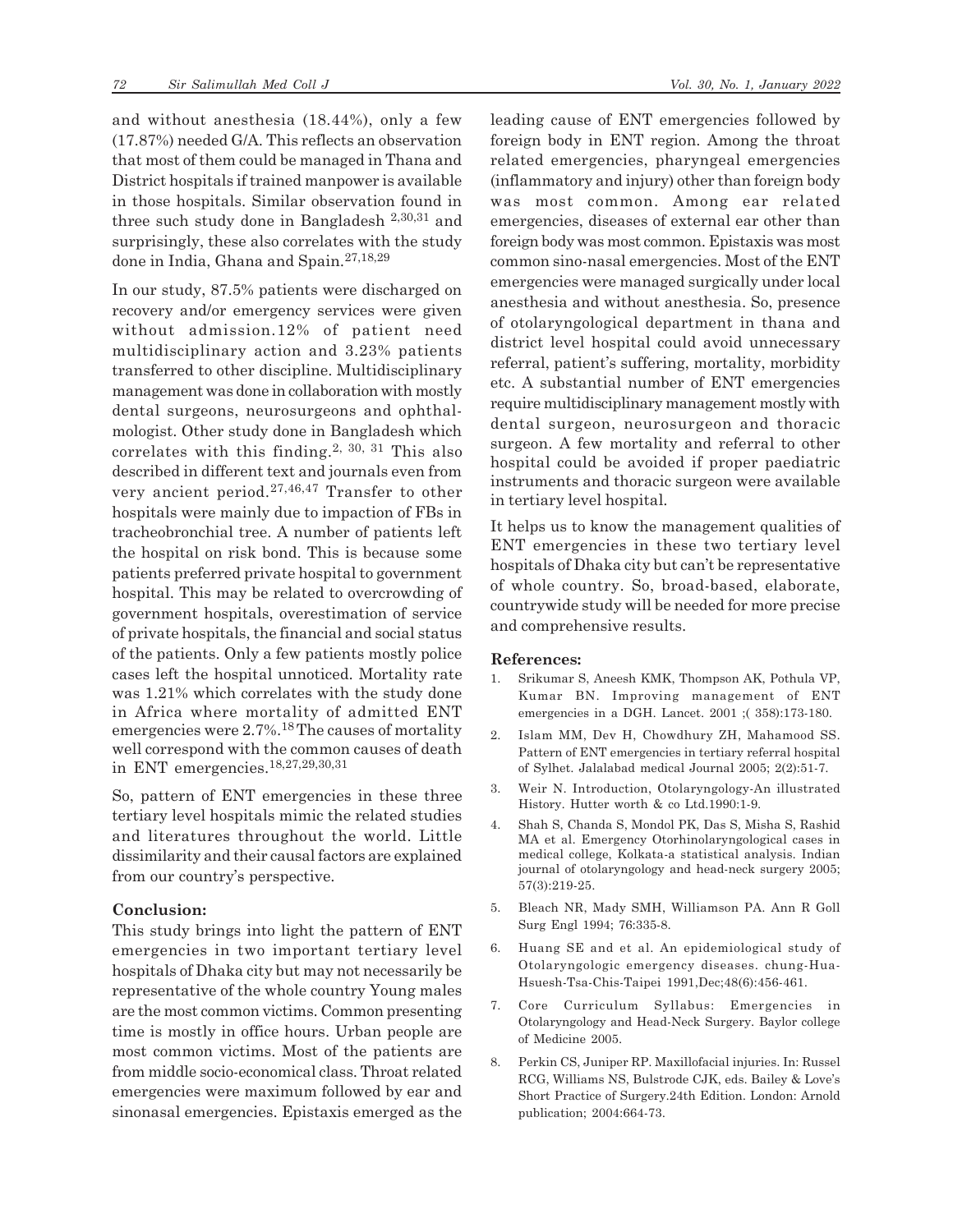and without anesthesia (18.44%), only a few (17.87%) needed G/A. This reflects an observation that most of them could be managed in Thana and District hospitals if trained manpower is available in those hospitals. Similar observation found in three such study done in Bangladesh [2,30,31] and surprisingly, these also correlates with the study done in India, Ghana and Spain.[27,18,29]

In our study, 87.5% patients were discharged on recovery and/or emergency services were given without admission.12% of patient need multidisciplinary action and 3.23% patients transferred to other discipline. Multidisciplinary management was done in collaboration with mostly dental surgeons, neurosurgeons and ophthalmologist. Other study done in Bangladesh which correlates with this finding.[2, 30, 31] This also described in different text and journals even from very ancient period.[27,46,47] Transfer to other hospitals were mainly due to impaction of FBs in tracheobronchial tree. A number of patients left the hospital on risk bond. This is because some patients preferred private hospital to government hospital. This may be related to overcrowding of government hospitals, overestimation of service of private hospitals, the financial and social status of the patients. Only a few patients mostly police cases left the hospital unnoticed. Mortality rate was 1.21% which correlates with the study done in Africa where mortality of admitted ENT emergencies were 2.7%.[18] The causes of mortality well correspond with the common causes of death in ENT emergencies.[18,27,29,30,31]

So, pattern of ENT emergencies in these three tertiary level hospitals mimic the related studies and literatures throughout the world. Little dissimilarity and their causal factors are explained from our country's perspective.

**Conclusion:**

This study brings into light the pattern of ENT emergencies in two important tertiary level hospitals of Dhaka city but may not necessarily be representative of the whole country Young males are the most common victims. Common presenting time is mostly in office hours. Urban people are most common victims. Most of the patients are from middle socio-economical class. Throat related emergencies were maximum followed by ear and sinonasal emergencies. Epistaxis emerged as the leading cause of ENT emergencies followed by foreign body in ENT region. Among the throat related emergencies, pharyngeal emergencies (inflammatory and injury) other than foreign body was most common. Among ear related emergencies, diseases of external ear other than foreign body was most common. Epistaxis was most common sino-nasal emergencies. Most of the ENT emergencies were managed surgically under local anesthesia and without anesthesia. So, presence of otolaryngological department in thana and district level hospital could avoid unnecessary referral, patient's suffering, mortality, morbidity etc. A substantial number of ENT emergencies require multidisciplinary management mostly with dental surgeon, neurosurgeon and thoracic surgeon. A few mortality and referral to other hospital could be avoided if proper paediatric instruments and thoracic surgeon were available in tertiary level hospital.

It helps us to know the management qualities of ENT emergencies in these two tertiary level hospitals of Dhaka city but can't be representative of whole country. So, broad-based, elaborate, countrywide study will be needed for more precise and comprehensive results.

**References:**

1. Srikumar S, Aneesh KMK, Thompson AK, Pothula VP, Kumar BN. Improving management of ENT emergencies in a DGH. Lancet. 2001 ;( 358):173-180.
2. Islam MM, Dev H, Chowdhury ZH, Mahamood SS. Pattern of ENT emergencies in tertiary referral hospital of Sylhet. Jalalabad medical Journal 2005; 2(2):51-7.
3. Weir N. Introduction, Otolaryngology-An illustrated History. Hutter worth & co Ltd.1990:1-9.
4. Shah S, Chanda S, Mondol PK, Das S, Misha S, Rashid MA et al. Emergency Otorhinolaryngological cases in medical college, Kolkata-a statistical analysis. Indian journal of otolaryngology and head-neck surgery 2005; 57(3):219-25.
5. Bleach NR, Mady SMH, Williamson PA. Ann R Goll Surg Engl 1994; 76:335-8.
6. Huang SE and et al. An epidemiological study of Otolaryngologic emergency diseases. chung-Hua-Hsuesh-Tsa-Chis-Taipei 1991,Dec;48(6):456-461.
7. Core Curriculum Syllabus: Emergencies in Otolaryngology and Head-Neck Surgery. Baylor college of Medicine 2005.
8. Perkin CS, Juniper RP. Maxillofacial injuries. In: Russel RCG, Williams NS, Bulstrode CJK, eds. Bailey & Love's Short Practice of Surgery.24th Edition. London: Arnold publication; 2004:664-73.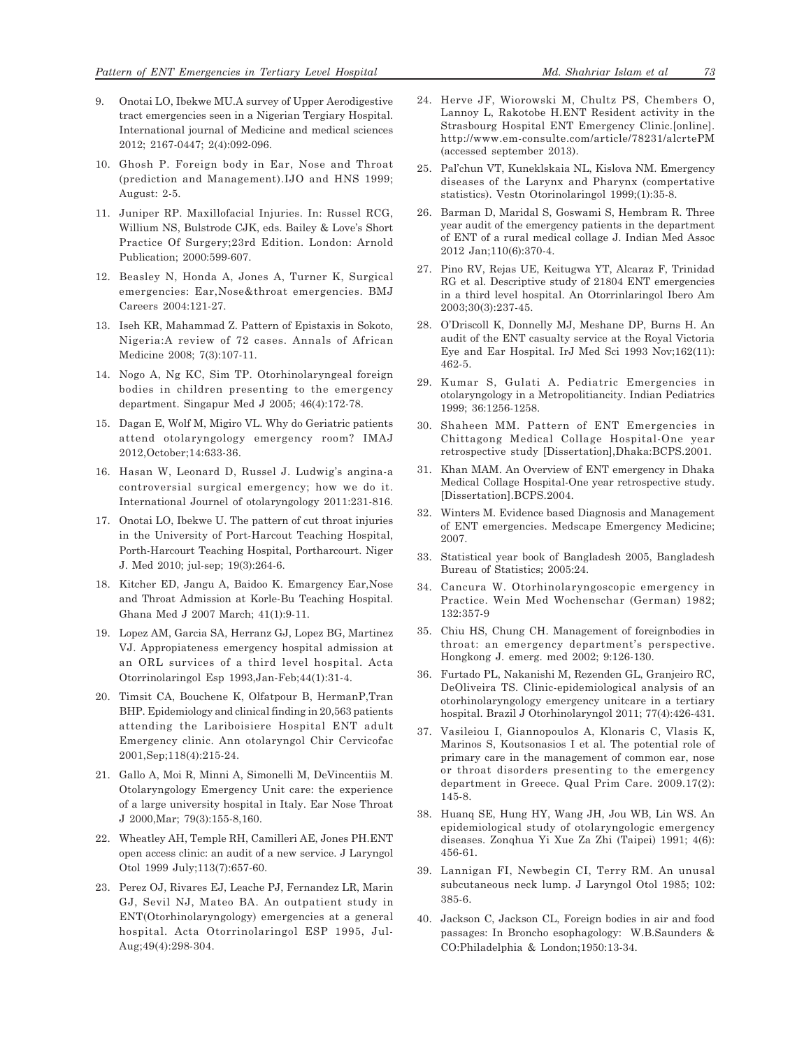9. Onotai LO, Ibekwe MU.A survey of Upper Aerodigestive tract emergencies seen in a Nigerian Tergiary Hospital. International journal of Medicine and medical sciences 2012; 2167-0447; 2(4):092-096.

10. Ghosh P. Foreign body in Ear, Nose and Throat (prediction and Management).IJO and HNS 1999; August: 2-5.

11. Juniper RP. Maxillofacial Injuries. In: Russel RCG, Willium NS, Bulstrode CJK, eds. Bailey & Love's Short Practice Of Surgery;23rd Edition. London: Arnold Publication; 2000:599-607.

12. Beasley N, Honda A, Jones A, Turner K, Surgical emergencies: Ear,Nose&throat emergencies. BMJ Careers 2004:121-27.

13. Iseh KR, Mahammad Z. Pattern of Epistaxis in Sokoto, Nigeria:A review of 72 cases. Annals of African Medicine 2008; 7(3):107-11.

14. Nogo A, Ng KC, Sim TP. Otorhinolaryngeal foreign bodies in children presenting to the emergency department. Singapur Med J 2005; 46(4):172-78.

15. Dagan E, Wolf M, Migiro VL. Why do Geriatric patients attend otolaryngology emergency room? IMAJ 2012,October;14:633-36.

16. Hasan W, Leonard D, Russel J. Ludwig's angina-a controversial surgical emergency; how we do it. International Journel of otolaryngology 2011:231-816.

17. Onotai LO, Ibekwe U. The pattern of cut throat injuries in the University of Port-Harcout Teaching Hospital, Porth-Harcourt Teaching Hospital, Portharcourt. Niger J. Med 2010; jul-sep; 19(3):264-6.

18. Kitcher ED, Jangu A, Baidoo K. Emargency Ear,Nose and Throat Admission at Korle-Bu Teaching Hospital. Ghana Med J 2007 March; 41(1):9-11.

19. Lopez AM, Garcia SA, Herranz GJ, Lopez BG, Martinez VJ. Appropiateness emergency hospital admission at an ORL survices of a third level hospital. Acta Otorrinolaringol Esp 1993,Jan-Feb;44(1):31-4.

20. Timsit CA, Bouchene K, Olfatpour B, HermanP,Tran BHP. Epidemiology and clinical finding in 20,563 patients attending the Lariboisiere Hospital ENT adult Emergency clinic. Ann otolaryngol Chir Cervicofac 2001,Sep;118(4):215-24.

21. Gallo A, Moi R, Minni A, Simonelli M, DeVincentiis M. Otolaryngology Emergency Unit care: the experience of a large university hospital in Italy. Ear Nose Throat J 2000,Mar; 79(3):155-8,160.

22. Wheatley AH, Temple RH, Camilleri AE, Jones PH.ENT open access clinic: an audit of a new service. J Laryngol Otol 1999 July;113(7):657-60.

23. Perez OJ, Rivares EJ, Leache PJ, Fernandez LR, Marin GJ, Sevil NJ, Mateo BA. An outpatient study in ENT(Otorhinolaryngology) emergencies at a general hospital. Acta Otorrinolaringol ESP 1995, Jul-Aug;49(4):298-304.

24. Herve JF, Wiorowski M, Chultz PS, Chembers O, Lannoy L, Rakotobe H.ENT Resident activity in the Strasbourg Hospital ENT Emergency Clinic.[online]. http://www.em-consulte.com/article/78231/alcrtePM (accessed september 2013).

25. Pal'chun VT, Kuneklskaia NL, Kislova NM. Emergency diseases of the Larynx and Pharynx (compertative statistics). Vestn Otorinolaringol 1999;(1):35-8.

26. Barman D, Maridal S, Goswami S, Hembram R. Three year audit of the emergency patients in the department of ENT of a rural medical collage J. Indian Med Assoc 2012 Jan;110(6):370-4.

27. Pino RV, Rejas UE, Keitugwa YT, Alcaraz F, Trinidad RG et al. Descriptive study of 21804 ENT emergencies in a third level hospital. An Otorrinlaringol Ibero Am 2003;30(3):237-45.

28. O'Driscoll K, Donnelly MJ, Meshane DP, Burns H. An audit of the ENT casualty service at the Royal Victoria Eye and Ear Hospital. IrJ Med Sci 1993 Nov;162(11): 462-5.

29. Kumar S, Gulati A. Pediatric Emergencies in otolaryngology in a Metropolitiancity. Indian Pediatrics 1999; 36:1256-1258.

30. Shaheen MM. Pattern of ENT Emergencies in Chittagong Medical Collage Hospital-One year retrospective study [Dissertation],Dhaka:BCPS.2001.

31. Khan MAM. An Overview of ENT emergency in Dhaka Medical Collage Hospital-One year retrospective study. [Dissertation].BCPS.2004.

32. Winters M. Evidence based Diagnosis and Management of ENT emergencies. Medscape Emergency Medicine; 2007.

33. Statistical year book of Bangladesh 2005, Bangladesh Bureau of Statistics; 2005:24.

34. Cancura W. Otorhinolaryngoscopic emergency in Practice. Wein Med Wochenschar (German) 1982; 132:357-9

35. Chiu HS, Chung CH. Management of foreignbodies in throat: an emergency department's perspective. Hongkong J. emerg. med 2002; 9:126-130.

36. Furtado PL, Nakanishi M, Rezenden GL, Granjeiro RC, DeOliveira TS. Clinic-epidemiological analysis of an otorhinolaryngology emergency unitcare in a tertiary hospital. Brazil J Otorhinolaryngol 2011; 77(4):426-431.

37. Vasileiou I, Giannopoulos A, Klonaris C, Vlasis K, Marinos S, Koutsonasios I et al. The potential role of primary care in the management of common ear, nose or throat disorders presenting to the emergency department in Greece. Qual Prim Care. 2009.17(2): 145-8.

38. Huanq SE, Hung HY, Wang JH, Jou WB, Lin WS. An epidemiological study of otolaryngologic emergency diseases. Zonqhua Yi Xue Za Zhi (Taipei) 1991; 4(6): 456-61.

39. Lannigan FI, Newbegin CI, Terry RM. An unusal subcutaneous neck lump. J Laryngol Otol 1985; 102: 385-6.

40. Jackson C, Jackson CL, Foreign bodies in air and food passages: In Broncho esophagology: W.B.Saunders & CO:Philadelphia & London;1950:13-34.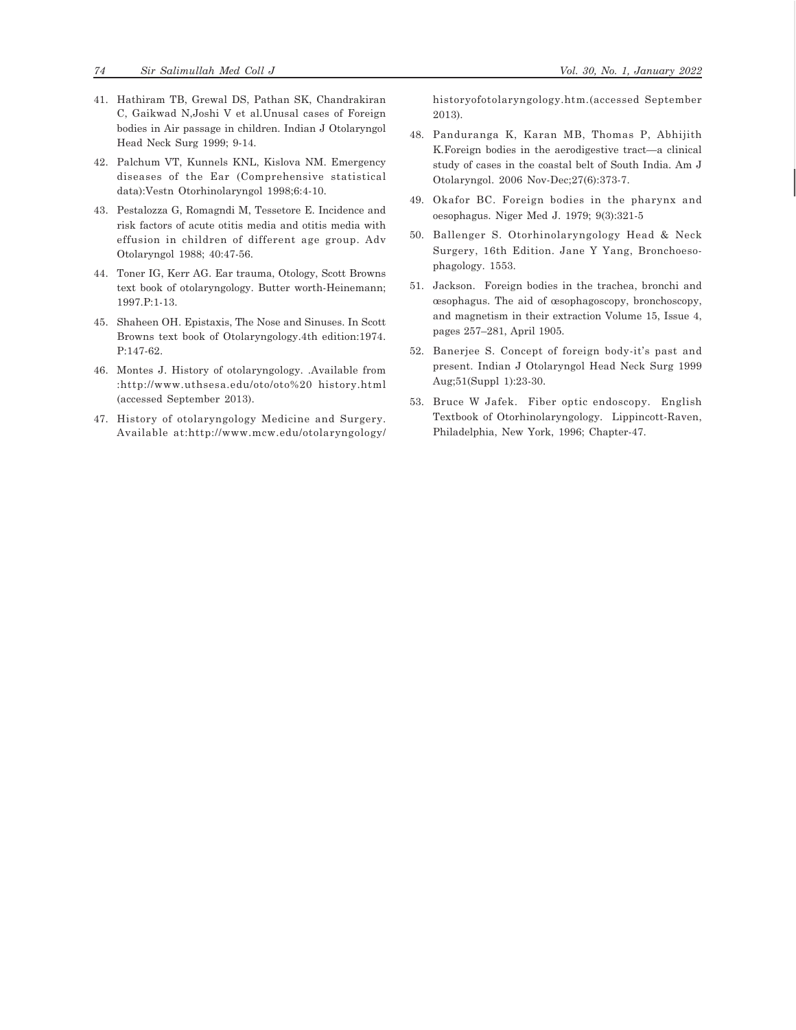41. Hathiram TB, Grewal DS, Pathan SK, Chandrakiran C, Gaikwad N,Joshi V et al.Unusal cases of Foreign bodies in Air passage in children. Indian J Otolaryngol Head Neck Surg 1999; 9-14.

42. Palchum VT, Kunnels KNL, Kislova NM. Emergency diseases of the Ear (Comprehensive statistical data):Vestn Otorhinolaryngol 1998;6:4-10.

43. Pestalozza G, Romagndi M, Tessetore E. Incidence and risk factors of acute otitis media and otitis media with effusion in children of different age group. Adv Otolaryngol 1988; 40:47-56.

44. Toner IG, Kerr AG. Ear trauma, Otology, Scott Browns text book of otolaryngology. Butter worth-Heinemann; 1997.P:1-13.

45. Shaheen OH. Epistaxis, The Nose and Sinuses. In Scott Browns text book of Otolaryngology.4th edition:1974. P:147-62.

46. Montes J. History of otolaryngology. .Available from :http://www.uthsesa.edu/oto/oto%20 history.html (accessed September 2013).

47. History of otolaryngology Medicine and Surgery. Available at:http://www.mcw.edu/otolaryngology/historyofotolaryngology.htm.(accessed September 2013).

48. Panduranga K, Karan MB, Thomas P, Abhijith K.Foreign bodies in the aerodigestive tract—a clinical study of cases in the coastal belt of South India. Am J Otolaryngol. 2006 Nov-Dec;27(6):373-7.

49. Okafor BC. Foreign bodies in the pharynx and oesophagus. Niger Med J. 1979; 9(3):321-5

50. Ballenger S. Otorhinolaryngology Head & Neck Surgery, 16th Edition. Jane Y Yang, Bronchoesophagology. 1553.

51. Jackson. Foreign bodies in the trachea, bronchi and œsophagus. The aid of œsophagoscopy, bronchoscopy, and magnetism in their extraction Volume 15, Issue 4, pages 257–281, April 1905.

52. Banerjee S. Concept of foreign body-it's past and present. Indian J Otolaryngol Head Neck Surg 1999 Aug;51(Suppl 1):23-30.

53. Bruce W Jafek. Fiber optic endoscopy. English Textbook of Otorhinolaryngology. Lippincott-Raven, Philadelphia, New York, 1996; Chapter-47.